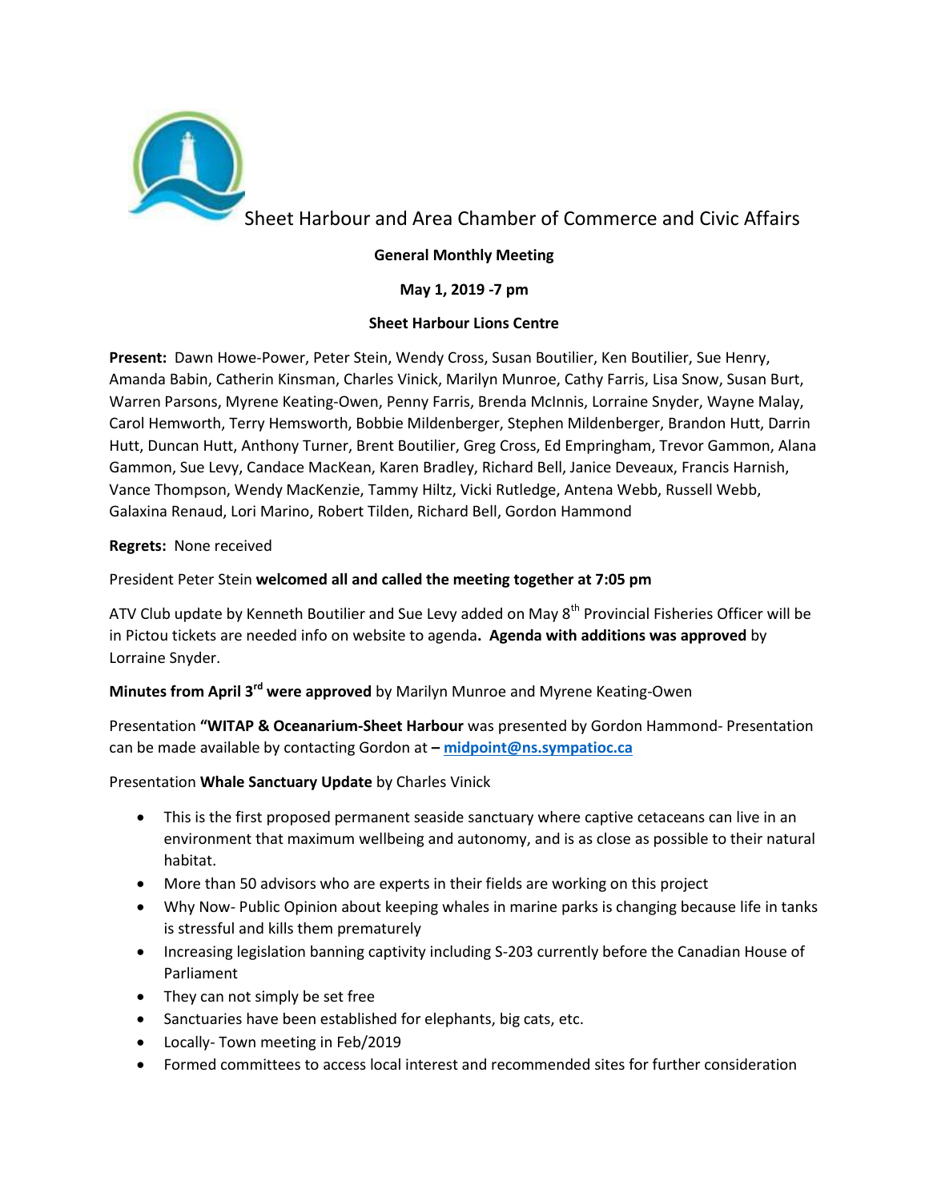Sheet Harbour and Area Chamber of Commerce and Civic Affairs

**General Monthly Meeting**

**May 1, 2019 -7 pm**

**Sheet Harbour Lions Centre**

**Present:** Dawn Howe-Power, Peter Stein, Wendy Cross, Susan Boutilier, Ken Boutilier, Sue Henry, Amanda Babin, Catherin Kinsman, Charles Vinick, Marilyn Munroe, Cathy Farris, Lisa Snow, Susan Burt, Warren Parsons, Myrene Keating-Owen, Penny Farris, Brenda McInnis, Lorraine Snyder, Wayne Malay, Carol Hemworth, Terry Hemsworth, Bobbie Mildenberger, Stephen Mildenberger, Brandon Hutt, Darrin Hutt, Duncan Hutt, Anthony Turner, Brent Boutilier, Greg Cross, Ed Empringham, Trevor Gammon, Alana Gammon, Sue Levy, Candace MacKean, Karen Bradley, Richard Bell, Janice Deveaux, Francis Harnish, Vance Thompson, Wendy MacKenzie, Tammy Hiltz, Vicki Rutledge, Antena Webb, Russell Webb, Galaxina Renaud, Lori Marino, Robert Tilden, Richard Bell, Gordon Hammond

**Regrets:** None received

President Peter Stein **welcomed all and called the meeting together at 7:05 pm**

ATV Club update by Kenneth Boutilier and Sue Levy added on May 8th Provincial Fisheries Officer will be in Pictou tickets are needed info on website to agenda**. Agenda with additions was approved** by Lorraine Snyder.

**Minutes from April 3rd were approved** by Marilyn Munroe and Myrene Keating-Owen

Presentation **"WITAP & Oceanarium-Sheet Harbour** was presented by Gordon Hammond- Presentation can be made available by contacting Gordon at **– midpoint@ns.sympatioc.ca**

Presentation **Whale Sanctuary Update** by Charles Vinick

- This is the first proposed permanent seaside sanctuary where captive cetaceans can live in an environment that maximum wellbeing and autonomy, and is as close as possible to their natural habitat.
- More than 50 advisors who are experts in their fields are working on this project
- Why Now- Public Opinion about keeping whales in marine parks is changing because life in tanks is stressful and kills them prematurely
- Increasing legislation banning captivity including S-203 currently before the Canadian House of Parliament
- They can not simply be set free
- Sanctuaries have been established for elephants, big cats, etc.
- Locally- Town meeting in Feb/2019
- Formed committees to access local interest and recommended sites for further consideration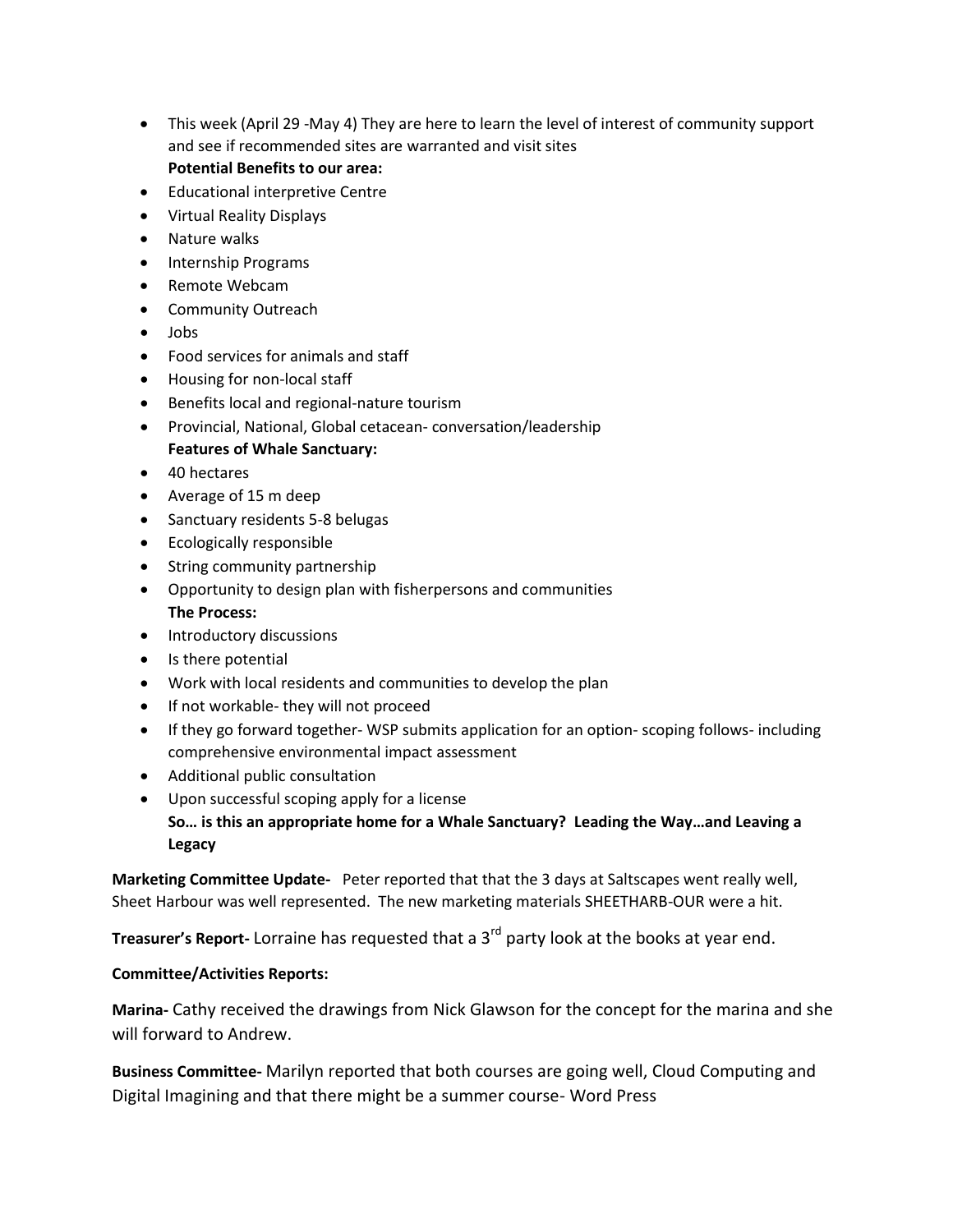- This week (April 29 -May 4) They are here to learn the level of interest of community support and see if recommended sites are warranted and visit sites

  **Potential Benefits to our area:**
- Educational interpretive Centre
- Virtual Reality Displays
- Nature walks
- Internship Programs
- Remote Webcam
- Community Outreach
- Jobs
- Food services for animals and staff
- Housing for non-local staff
- Benefits local and regional-nature tourism
- Provincial, National, Global cetacean- conversation/leadership

  **Features of Whale Sanctuary:**
- 40 hectares
- Average of 15 m deep
- Sanctuary residents 5-8 belugas
- Ecologically responsible
- String community partnership
- Opportunity to design plan with fisherpersons and communities

  **The Process:**
- Introductory discussions
- Is there potential
- Work with local residents and communities to develop the plan
- If not workable- they will not proceed
- If they go forward together- WSP submits application for an option- scoping follows- including comprehensive environmental impact assessment
- Additional public consultation
- Upon successful scoping apply for a license

  **So… is this an appropriate home for a Whale Sanctuary? Leading the Way…and Leaving a Legacy**

**Marketing Committee Update-** Peter reported that that the 3 days at Saltscapes went really well, Sheet Harbour was well represented. The new marketing materials SHEETHARB-OUR were a hit.

**Treasurer's Report-** Lorraine has requested that a 3rd party look at the books at year end.

**Committee/Activities Reports:**

**Marina-** Cathy received the drawings from Nick Glawson for the concept for the marina and she will forward to Andrew.

**Business Committee-** Marilyn reported that both courses are going well, Cloud Computing and Digital Imagining and that there might be a summer course- Word Press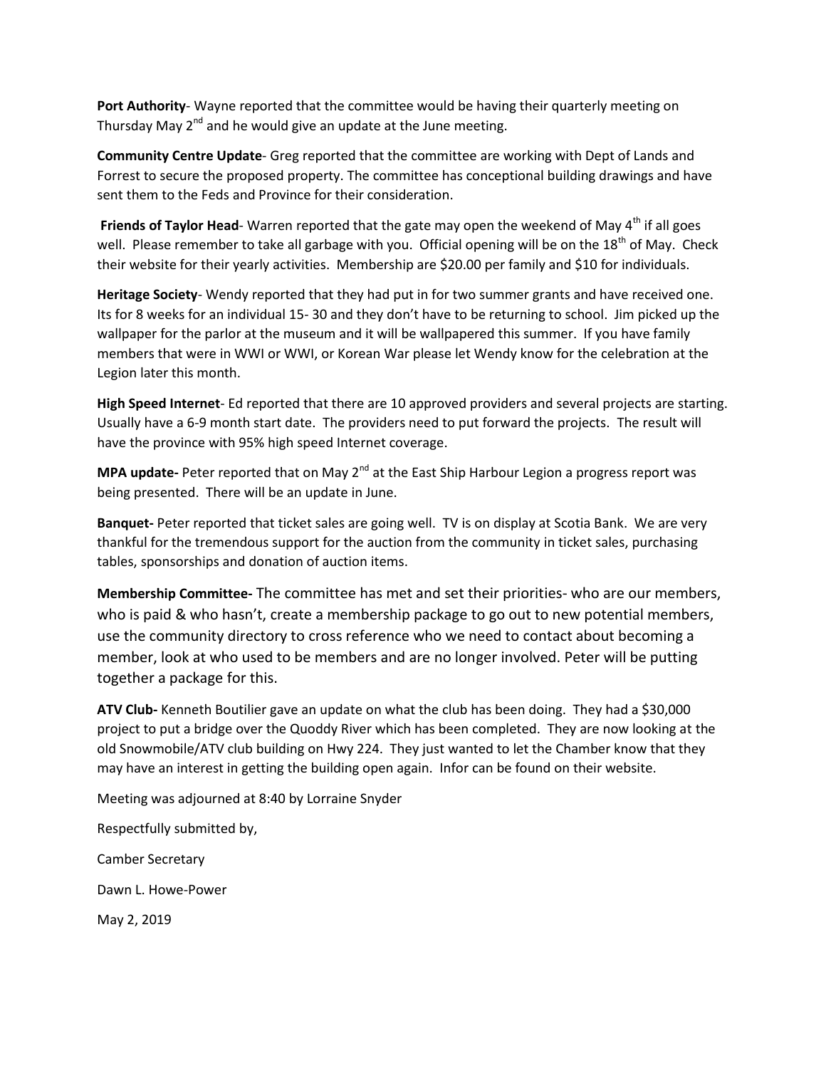**Port Authority**- Wayne reported that the committee would be having their quarterly meeting on Thursday May 2nd and he would give an update at the June meeting.

**Community Centre Update**- Greg reported that the committee are working with Dept of Lands and Forrest to secure the proposed property. The committee has conceptional building drawings and have sent them to the Feds and Province for their consideration.

**Friends of Taylor Head**- Warren reported that the gate may open the weekend of May 4th if all goes well. Please remember to take all garbage with you. Official opening will be on the 18th of May. Check their website for their yearly activities. Membership are $20.00 per family and $10 for individuals.

**Heritage Society**- Wendy reported that they had put in for two summer grants and have received one. Its for 8 weeks for an individual 15- 30 and they don't have to be returning to school. Jim picked up the wallpaper for the parlor at the museum and it will be wallpapered this summer. If you have family members that were in WWI or WWI, or Korean War please let Wendy know for the celebration at the Legion later this month.

**High Speed Internet**- Ed reported that there are 10 approved providers and several projects are starting. Usually have a 6-9 month start date. The providers need to put forward the projects. The result will have the province with 95% high speed Internet coverage.

**MPA update-** Peter reported that on May 2nd at the East Ship Harbour Legion a progress report was being presented. There will be an update in June.

**Banquet-** Peter reported that ticket sales are going well. TV is on display at Scotia Bank. We are very thankful for the tremendous support for the auction from the community in ticket sales, purchasing tables, sponsorships and donation of auction items.

**Membership Committee-** The committee has met and set their priorities- who are our members, who is paid & who hasn't, create a membership package to go out to new potential members, use the community directory to cross reference who we need to contact about becoming a member, look at who used to be members and are no longer involved. Peter will be putting together a package for this.

**ATV Club-** Kenneth Boutilier gave an update on what the club has been doing. They had a $30,000 project to put a bridge over the Quoddy River which has been completed. They are now looking at the old Snowmobile/ATV club building on Hwy 224. They just wanted to let the Chamber know that they may have an interest in getting the building open again. Infor can be found on their website.

Meeting was adjourned at 8:40 by Lorraine Snyder

Respectfully submitted by,

Camber Secretary

Dawn L. Howe-Power

May 2, 2019